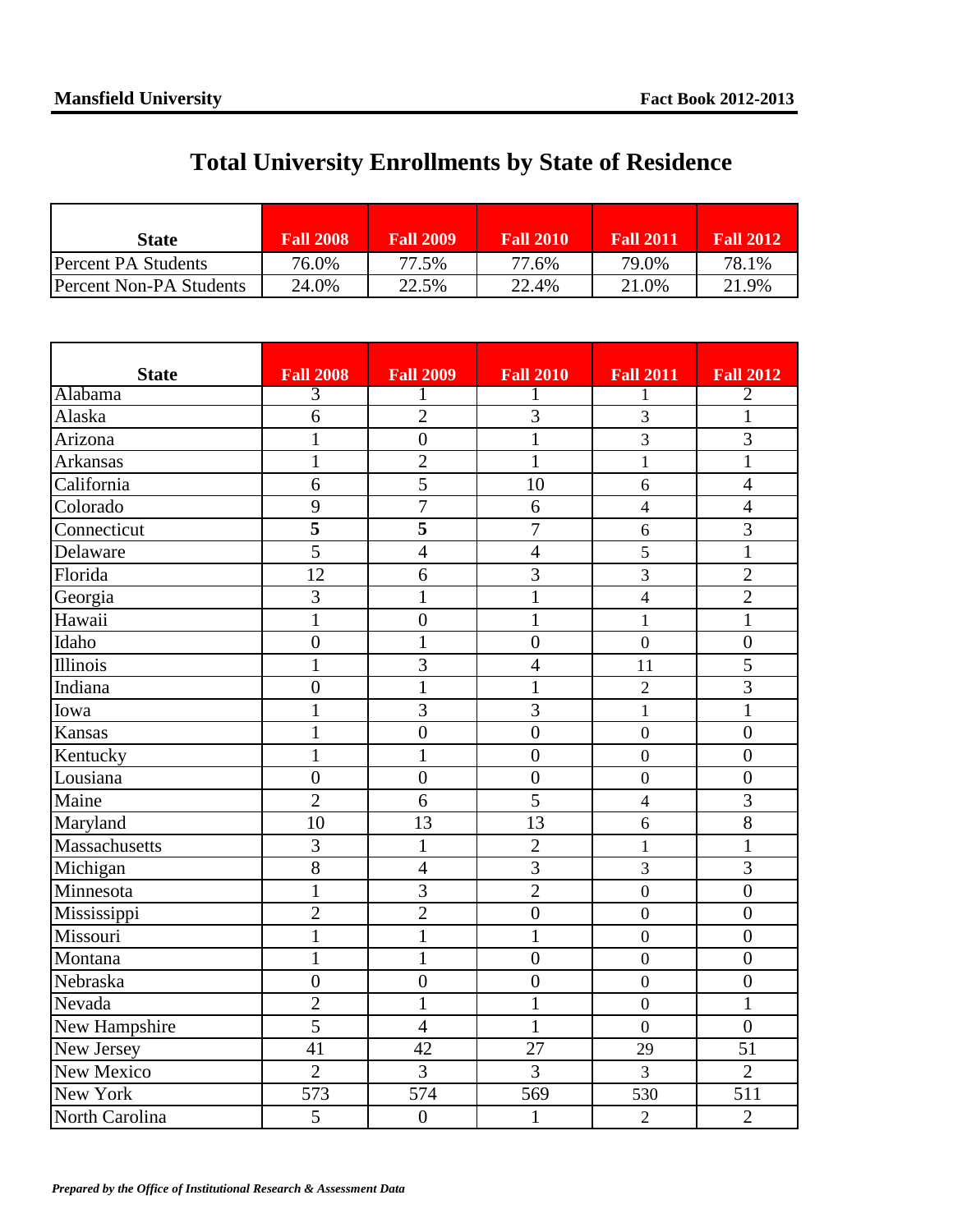# Total University Enrollments by State of Residence

| State | Fall 2008 | Fall 2009 | Fall 2010 | Fall 2011 | Fall 2012 |
|---|---|---|---|---|---|
| Percent PA Students | 76.0% | 77.5% | 77.6% | 79.0% | 78.1% |
| Percent Non-PA Students | 24.0% | 22.5% | 22.4% | 21.0% | 21.9% |

| State | Fall 2008 | Fall 2009 | Fall 2010 | Fall 2011 | Fall 2012 |
|---|---|---|---|---|---|
| Alabama | 3 | 1 | 1 | 1 | 2 |
| Alaska | 6 | 2 | 3 | 3 | 1 |
| Arizona | 1 | 0 | 1 | 3 | 3 |
| Arkansas | 1 | 2 | 1 | 1 | 1 |
| California | 6 | 5 | 10 | 6 | 4 |
| Colorado | 9 | 7 | 6 | 4 | 4 |
| Connecticut | **5** | **5** | 7 | 6 | 3 |
| Delaware | 5 | 4 | 4 | 5 | 1 |
| Florida | 12 | 6 | 3 | 3 | 2 |
| Georgia | 3 | 1 | 1 | 4 | 2 |
| Hawaii | 1 | 0 | 1 | 1 | 1 |
| Idaho | 0 | 1 | 0 | 0 | 0 |
| Illinois | 1 | 3 | 4 | 11 | 5 |
| Indiana | 0 | 1 | 1 | 2 | 3 |
| Iowa | 1 | 3 | 3 | 1 | 1 |
| Kansas | 1 | 0 | 0 | 0 | 0 |
| Kentucky | 1 | 1 | 0 | 0 | 0 |
| Lousiana | 0 | 0 | 0 | 0 | 0 |
| Maine | 2 | 6 | 5 | 4 | 3 |
| Maryland | 10 | 13 | 13 | 6 | 8 |
| Massachusetts | 3 | 1 | 2 | 1 | 1 |
| Michigan | 8 | 4 | 3 | 3 | 3 |
| Minnesota | 1 | 3 | 2 | 0 | 0 |
| Mississippi | 2 | 2 | 0 | 0 | 0 |
| Missouri | 1 | 1 | 1 | 0 | 0 |
| Montana | 1 | 1 | 0 | 0 | 0 |
| Nebraska | 0 | 0 | 0 | 0 | 0 |
| Nevada | 2 | 1 | 1 | 0 | 1 |
| New Hampshire | 5 | 4 | 1 | 0 | 0 |
| New Jersey | 41 | 42 | 27 | 29 | 51 |
| New Mexico | 2 | 3 | 3 | 3 | 2 |
| New York | 573 | 574 | 569 | 530 | 511 |
| North Carolina | 5 | 0 | 1 | 2 | 2 |

*Prepared by the Office of Institutional Research & Assessment Data*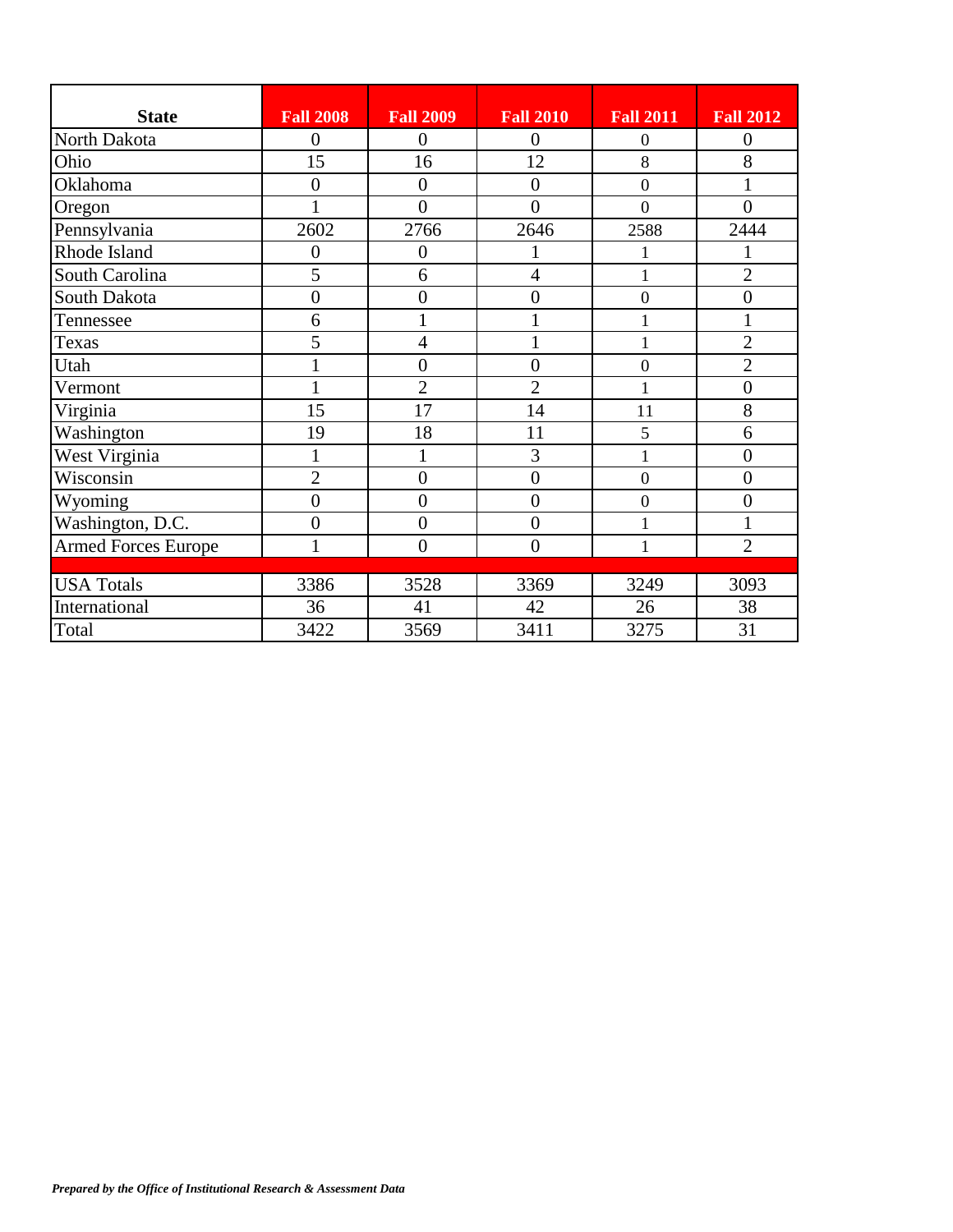| State | Fall 2008 | Fall 2009 | Fall 2010 | Fall 2011 | Fall 2012 |
|---|---|---|---|---|---|
| North Dakota | 0 | 0 | 0 | 0 | 0 |
| Ohio | 15 | 16 | 12 | 8 | 8 |
| Oklahoma | 0 | 0 | 0 | 0 | 1 |
| Oregon | 1 | 0 | 0 | 0 | 0 |
| Pennsylvania | 2602 | 2766 | 2646 | 2588 | 2444 |
| Rhode Island | 0 | 0 | 1 | 1 | 1 |
| South Carolina | 5 | 6 | 4 | 1 | 2 |
| South Dakota | 0 | 0 | 0 | 0 | 0 |
| Tennessee | 6 | 1 | 1 | 1 | 1 |
| Texas | 5 | 4 | 1 | 1 | 2 |
| Utah | 1 | 0 | 0 | 0 | 2 |
| Vermont | 1 | 2 | 2 | 1 | 0 |
| Virginia | 15 | 17 | 14 | 11 | 8 |
| Washington | 19 | 18 | 11 | 5 | 6 |
| West Virginia | 1 | 1 | 3 | 1 | 0 |
| Wisconsin | 2 | 0 | 0 | 0 | 0 |
| Wyoming | 0 | 0 | 0 | 0 | 0 |
| Washington, D.C. | 0 | 0 | 0 | 1 | 1 |
| Armed Forces Europe | 1 | 0 | 0 | 1 | 2 |
| | | | | | |
| USA Totals | 3386 | 3528 | 3369 | 3249 | 3093 |
| International | 36 | 41 | 42 | 26 | 38 |
| Total | 3422 | 3569 | 3411 | 3275 | 31 |

*Prepared by the Office of Institutional Research & Assessment Data*